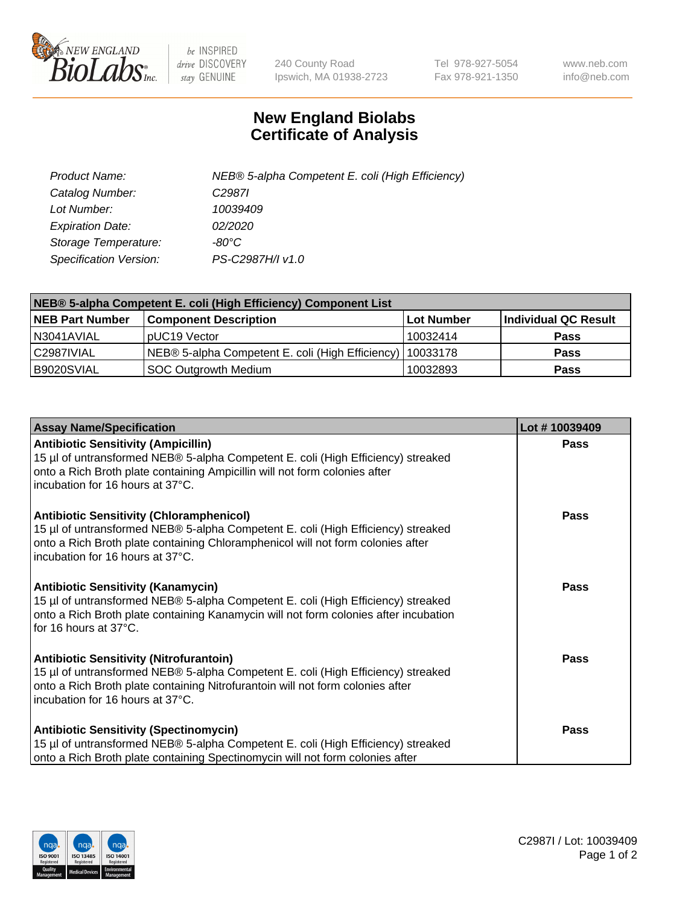# New England Biolabs Certificate of Analysis

| | |
|---|---|
| *Product Name:* | *NEB® 5-alpha Competent E. coli (High Efficiency)* |
| *Catalog Number:* | *C2987I* |
| *Lot Number:* | *10039409* |
| *Expiration Date:* | *02/2020* |
| *Storage Temperature:* | *-80°C* |
| *Specification Version:* | *PS-C2987H/I v1.0* |

| **NEB® 5-alpha Competent E. coli (High Efficiency) Component List** | | | |
|---|---|---|---|
| **NEB Part Number** | **Component Description** | **Lot Number** | **Individual QC Result** |
| N3041AVIAL | pUC19 Vector | 10032414 | **Pass** |
| C2987IVIAL | NEB® 5-alpha Competent E. coli (High Efficiency) | 10033178 | **Pass** |
| B9020SVIAL | SOC Outgrowth Medium | 10032893 | **Pass** |

| **Assay Name/Specification** | **Lot # 10039409** |
|---|---|
| **Antibiotic Sensitivity (Ampicillin)**<br>15 µl of untransformed NEB® 5-alpha Competent E. coli (High Efficiency) streaked onto a Rich Broth plate containing Ampicillin will not form colonies after incubation for 16 hours at 37°C. | **Pass** |
| **Antibiotic Sensitivity (Chloramphenicol)**<br>15 µl of untransformed NEB® 5-alpha Competent E. coli (High Efficiency) streaked onto a Rich Broth plate containing Chloramphenicol will not form colonies after incubation for 16 hours at 37°C. | **Pass** |
| **Antibiotic Sensitivity (Kanamycin)**<br>15 µl of untransformed NEB® 5-alpha Competent E. coli (High Efficiency) streaked onto a Rich Broth plate containing Kanamycin will not form colonies after incubation for 16 hours at 37°C. | **Pass** |
| **Antibiotic Sensitivity (Nitrofurantoin)**<br>15 µl of untransformed NEB® 5-alpha Competent E. coli (High Efficiency) streaked onto a Rich Broth plate containing Nitrofurantoin will not form colonies after incubation for 16 hours at 37°C. | **Pass** |
| **Antibiotic Sensitivity (Spectinomycin)**<br>15 µl of untransformed NEB® 5-alpha Competent E. coli (High Efficiency) streaked onto a Rich Broth plate containing Spectinomycin will not form colonies after | **Pass** |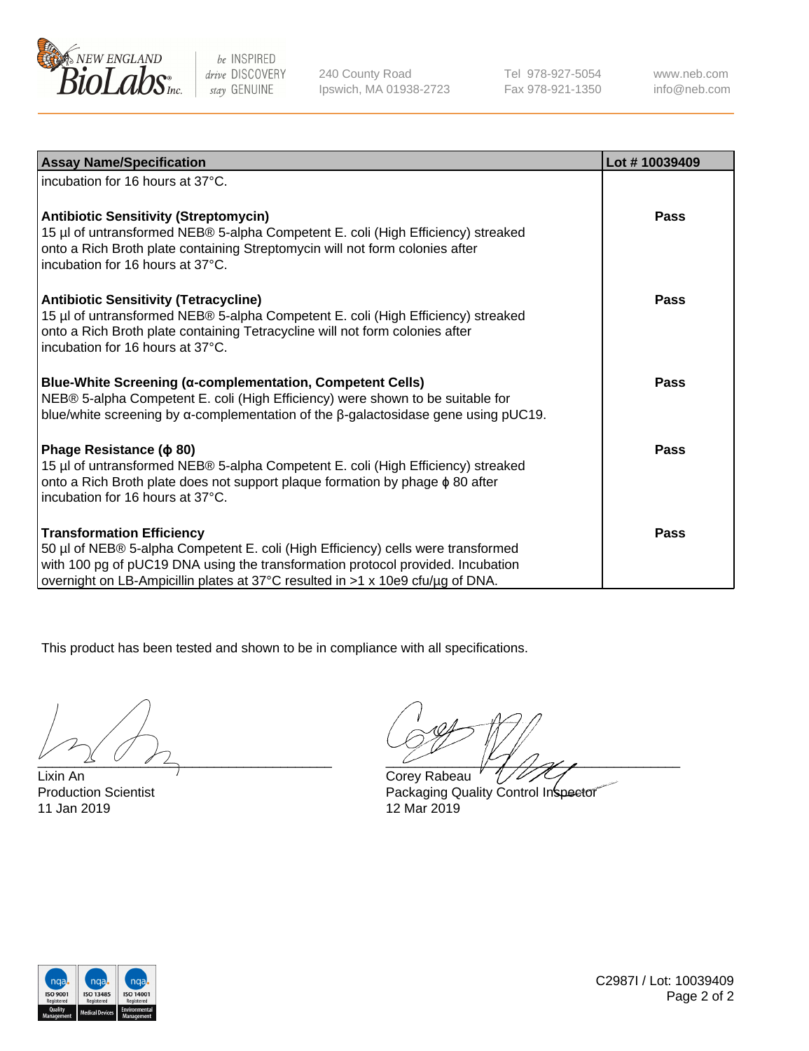| Assay Name/Specification | Lot # 10039409 |
| --- | --- |
| incubation for 16 hours at 37°C. | |
| **Antibiotic Sensitivity (Streptomycin)**<br>15 µl of untransformed NEB® 5-alpha Competent E. coli (High Efficiency) streaked onto a Rich Broth plate containing Streptomycin will not form colonies after incubation for 16 hours at 37°C. | Pass |
| **Antibiotic Sensitivity (Tetracycline)**<br>15 µl of untransformed NEB® 5-alpha Competent E. coli (High Efficiency) streaked onto a Rich Broth plate containing Tetracycline will not form colonies after incubation for 16 hours at 37°C. | Pass |
| **Blue-White Screening (α-complementation, Competent Cells)**<br>NEB® 5-alpha Competent E. coli (High Efficiency) were shown to be suitable for blue/white screening by α-complementation of the β-galactosidase gene using pUC19. | Pass |
| **Phage Resistance (ϕ 80)**<br>15 µl of untransformed NEB® 5-alpha Competent E. coli (High Efficiency) streaked onto a Rich Broth plate does not support plaque formation by phage ϕ 80 after incubation for 16 hours at 37°C. | Pass |
| **Transformation Efficiency**<br>50 µl of NEB® 5-alpha Competent E. coli (High Efficiency) cells were transformed with 100 pg of pUC19 DNA using the transformation protocol provided. Incubation overnight on LB-Ampicillin plates at 37°C resulted in >1 x 10e9 cfu/µg of DNA. | Pass |

This product has been tested and shown to be in compliance with all specifications.

Lixin An
Production Scientist
11 Jan 2019

Corey Rabeau
Packaging Quality Control Inspector
12 Mar 2019

C2987I / Lot: 10039409